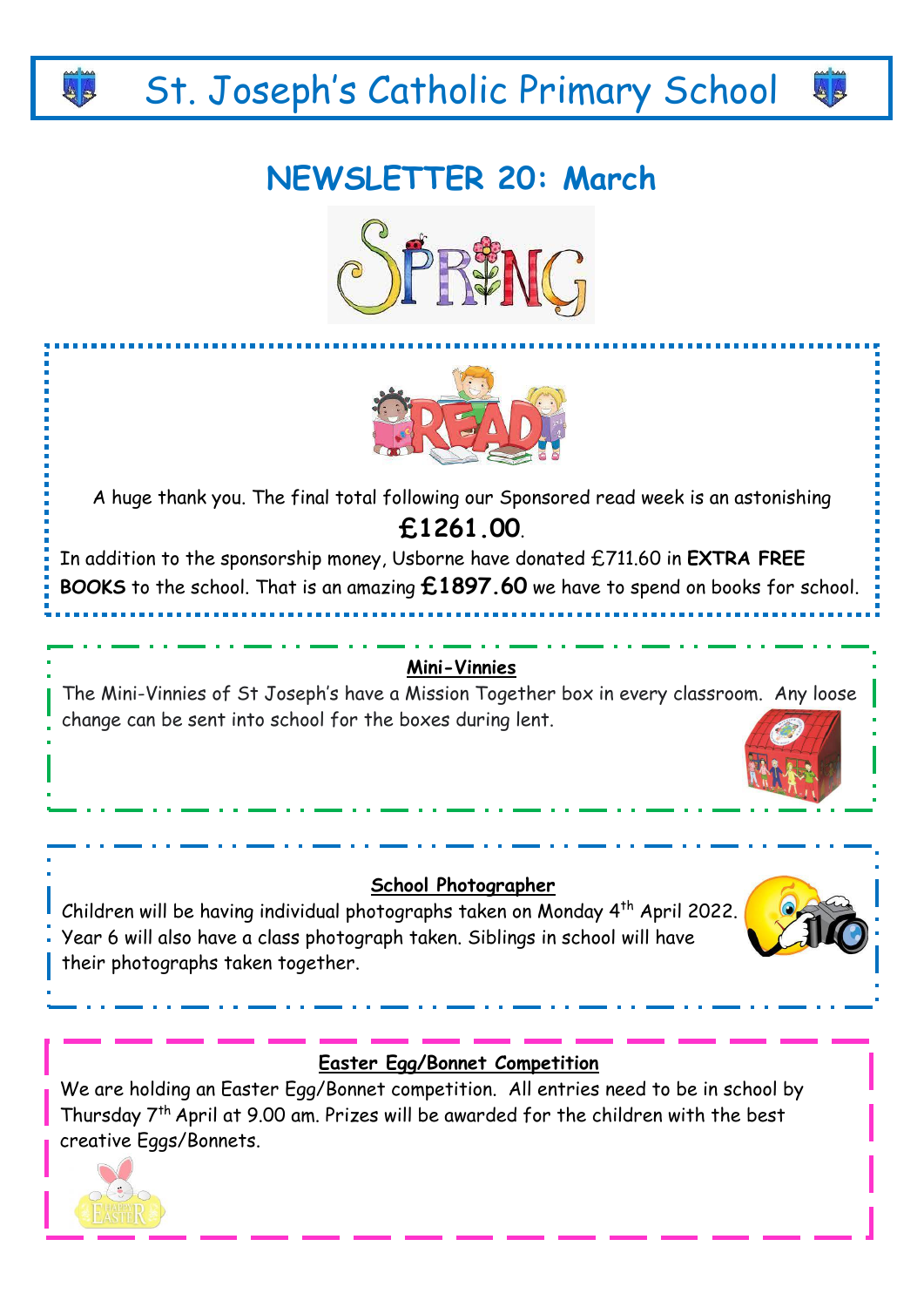# St. Joseph's Catholic Primary School

## NEWSLETTER 20: March

A huge thank you. The final total following our Sponsored read week is an astonishing **£1261.00**.

In addition to the sponsorship money, Usborne have donated £711.60 in **EXTRA FREE BOOKS** to the school. That is an amazing **£1897.60** we have to spend on books for school.

### Mini-Vinnies

The Mini-Vinnies of St Joseph's have a Mission Together box in every classroom. Any loose change can be sent into school for the boxes during lent.

### School Photographer

Children will be having individual photographs taken on Monday 4th April 2022. Year 6 will also have a class photograph taken. Siblings in school will have their photographs taken together.

### Easter Egg/Bonnet Competition

We are holding an Easter Egg/Bonnet competition. All entries need to be in school by Thursday 7th April at 9.00 am. Prizes will be awarded for the children with the best creative Eggs/Bonnets.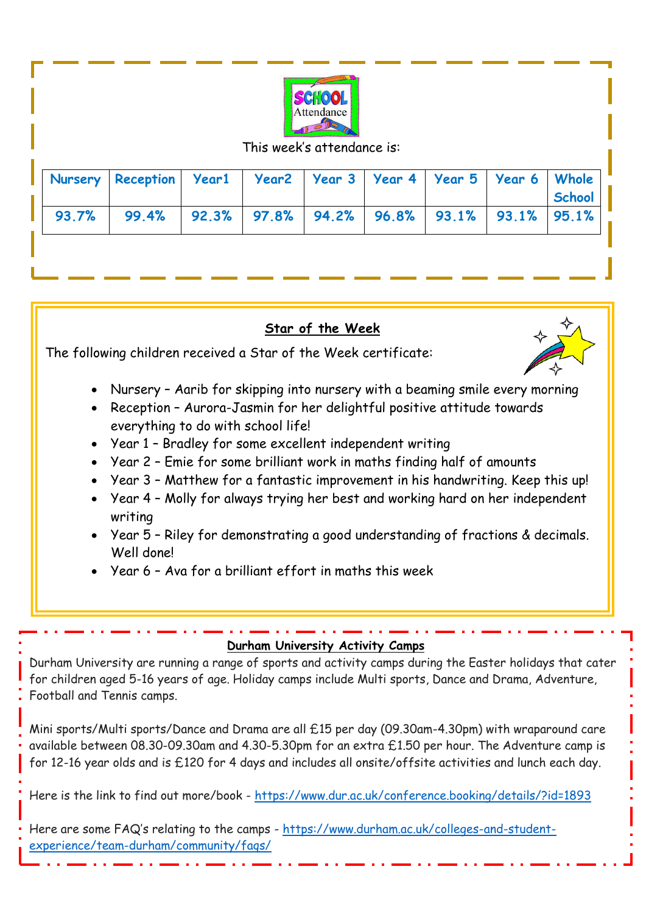This week's attendance is:

| Nursery | Reception | Year1 | Year2 | Year 3 | Year 4 | Year 5 | Year 6 | Whole School |
|---|---|---|---|---|---|---|---|---|
| 93.7% | 99.4% | 92.3% | 97.8% | 94.2% | 96.8% | 93.1% | 93.1% | 95.1% |

## Star of the Week

The following children received a Star of the Week certificate:

- Nursery – Aarib for skipping into nursery with a beaming smile every morning
- Reception – Aurora-Jasmin for her delightful positive attitude towards everything to do with school life!
- Year 1 – Bradley for some excellent independent writing
- Year 2 – Emie for some brilliant work in maths finding half of amounts
- Year 3 – Matthew for a fantastic improvement in his handwriting. Keep this up!
- Year 4 – Molly for always trying her best and working hard on her independent writing
- Year 5 – Riley for demonstrating a good understanding of fractions & decimals. Well done!
- Year 6 – Ava for a brilliant effort in maths this week

## Durham University Activity Camps

Durham University are running a range of sports and activity camps during the Easter holidays that cater for children aged 5-16 years of age. Holiday camps include Multi sports, Dance and Drama, Adventure, Football and Tennis camps.

Mini sports/Multi sports/Dance and Drama are all £15 per day (09.30am-4.30pm) with wraparound care available between 08.30-09.30am and 4.30-5.30pm for an extra £1.50 per hour. The Adventure camp is for 12-16 year olds and is £120 for 4 days and includes all onsite/offsite activities and lunch each day.

Here is the link to find out more/book - https://www.dur.ac.uk/conference.booking/details/?id=1893

Here are some FAQ's relating to the camps - https://www.durham.ac.uk/colleges-and-student-experience/team-durham/community/faqs/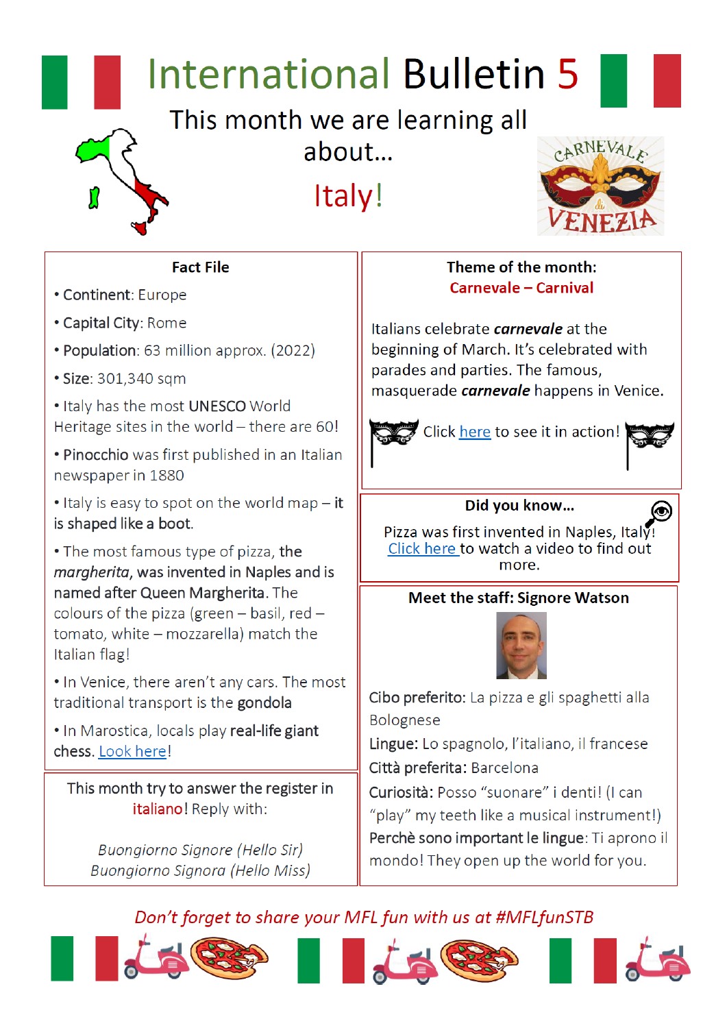# International Bulletin 5

This month we are learning all about…

Italy!

## Fact File

- **Continent**: Europe
- **Capital City**: Rome
- **Population**: 63 million approx. (2022)
- **Size**: 301,340 sqm
- Italy has the most **UNESCO** World Heritage sites in the world – there are 60!
- **Pinocchio** was first published in an Italian newspaper in 1880
- Italy is easy to spot on the world map – **it is shaped like a boot**.
- The most famous type of pizza, **the *margherita*, was invented in Naples and is named after Queen Margherita**. The colours of the pizza (green – basil, red – tomato, white – mozzarella) match the Italian flag!
- In Venice, there aren't any cars. The most traditional transport is the **gondola**
- In Marostica, locals play **real-life giant** chess. Look here!

This month try to answer the register in italiano! Reply with:

*Buongiorno Signore (Hello Sir)*
*Buongiorno Signora (Hello Miss)*

## Theme of the month: Carnevale – Carnival

Italians celebrate ***carnevale*** at the beginning of March. It's celebrated with parades and parties. The famous, masquerade ***carnevale*** happens in Venice.

Click here to see it in action!

## Did you know…

Pizza was first invented in Naples, Italy! Click here to watch a video to find out more.

## Meet the staff: Signore Watson

**Cibo preferito:** La pizza e gli spaghetti alla Bolognese

**Lingue:** Lo spagnolo, l'italiano, il francese

**Città preferita:** Barcelona

**Curiosità:** Posso "suonare" i denti! (I can "play" my teeth like a musical instrument!)

**Perchè sono important le lingue:** Ti aprono il mondo! They open up the world for you.

*Don't forget to share your MFL fun with us at #MFLfunSTB*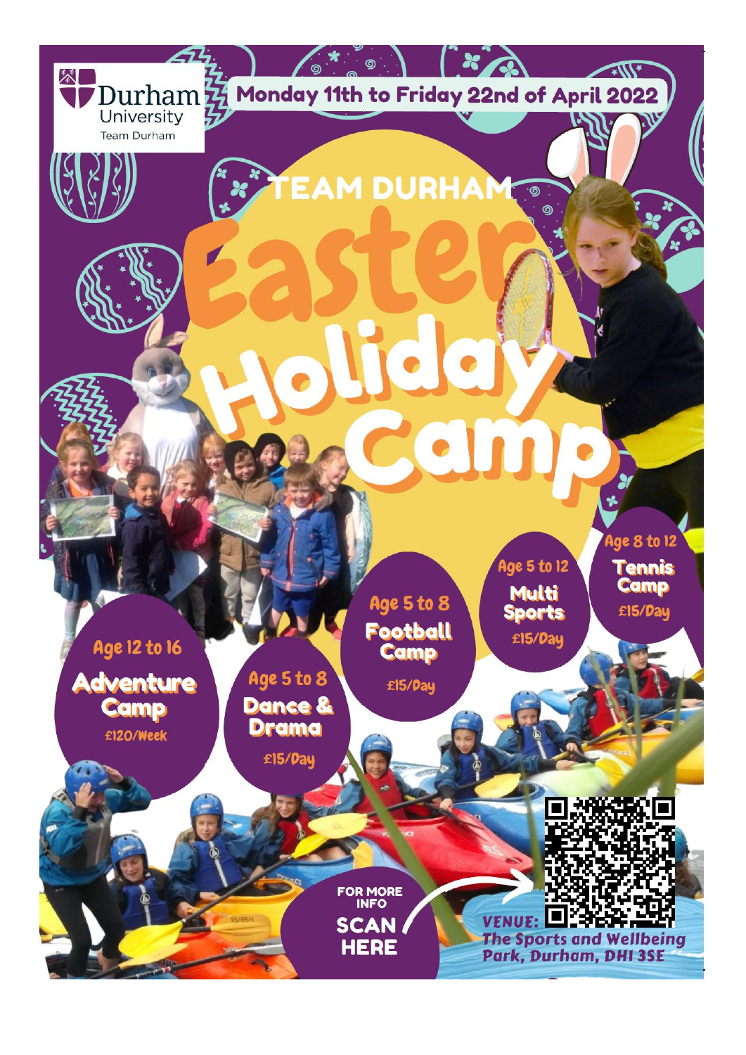Durham University
Team Durham

**Monday 11th to Friday 22nd of April 2022**

# TEAM DURHAM Easter Holiday Camp

**Age 12 to 16**
**Adventure Camp**
£120/Week

**Age 5 to 8**
**Dance & Drama**
£15/Day

**Age 5 to 8**
**Football Camp**
£15/Day

**Age 5 to 12**
**Multi Sports**
£15/Day

**Age 8 to 12**
**Tennis Camp**
£15/Day

**FOR MORE INFO SCAN HERE**

**VENUE:** The Sports and Wellbeing Park, Durham, DH1 3SE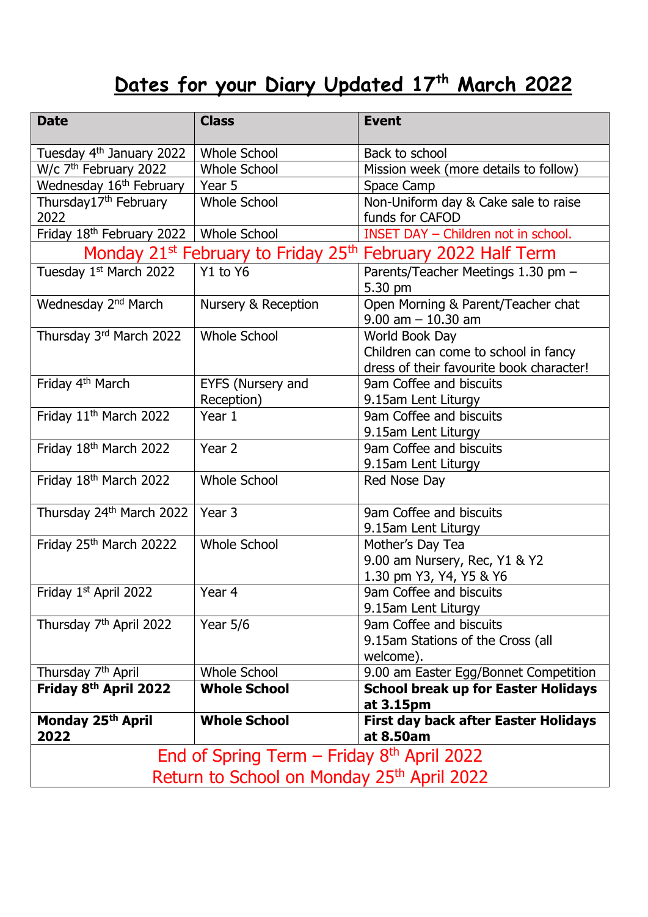# Dates for your Diary Updated 17th March 2022

| Date | Class | Event |
|---|---|---|
| Tuesday 4th January 2022 | Whole School | Back to school |
| W/c 7th February 2022 | Whole School | Mission week (more details to follow) |
| Wednesday 16th February | Year 5 | Space Camp |
| Thursday17th February 2022 | Whole School | Non-Uniform day & Cake sale to raise funds for CAFOD |
| Friday 18th February 2022 | Whole School | INSET DAY – Children not in school. |
| Monday 21st February to Friday 25th February 2022 Half Term | | |
| Tuesday 1st March 2022 | Y1 to Y6 | Parents/Teacher Meetings 1.30 pm – 5.30 pm |
| Wednesday 2nd March | Nursery & Reception | Open Morning & Parent/Teacher chat 9.00 am – 10.30 am |
| Thursday 3rd March 2022 | Whole School | World Book Day<br>Children can come to school in fancy dress of their favourite book character! |
| Friday 4th March | EYFS (Nursery and Reception) | 9am Coffee and biscuits<br>9.15am Lent Liturgy |
| Friday 11th March 2022 | Year 1 | 9am Coffee and biscuits<br>9.15am Lent Liturgy |
| Friday 18th March 2022 | Year 2 | 9am Coffee and biscuits<br>9.15am Lent Liturgy |
| Friday 18th March 2022 | Whole School | Red Nose Day |
| Thursday 24th March 2022 | Year 3 | 9am Coffee and biscuits<br>9.15am Lent Liturgy |
| Friday 25th March 20222 | Whole School | Mother's Day Tea<br>9.00 am Nursery, Rec, Y1 & Y2<br>1.30 pm Y3, Y4, Y5 & Y6 |
| Friday 1st April 2022 | Year 4 | 9am Coffee and biscuits<br>9.15am Lent Liturgy |
| Thursday 7th April 2022 | Year 5/6 | 9am Coffee and biscuits<br>9.15am Stations of the Cross (all welcome). |
| Thursday 7th April | Whole School | 9.00 am Easter Egg/Bonnet Competition |
| **Friday 8th April 2022** | **Whole School** | **School break up for Easter Holidays at 3.15pm** |
| **Monday 25th April 2022** | **Whole School** | **First day back after Easter Holidays at 8.50am** |
| End of Spring Term – Friday 8th April 2022<br>Return to School on Monday 25th April 2022 | | |